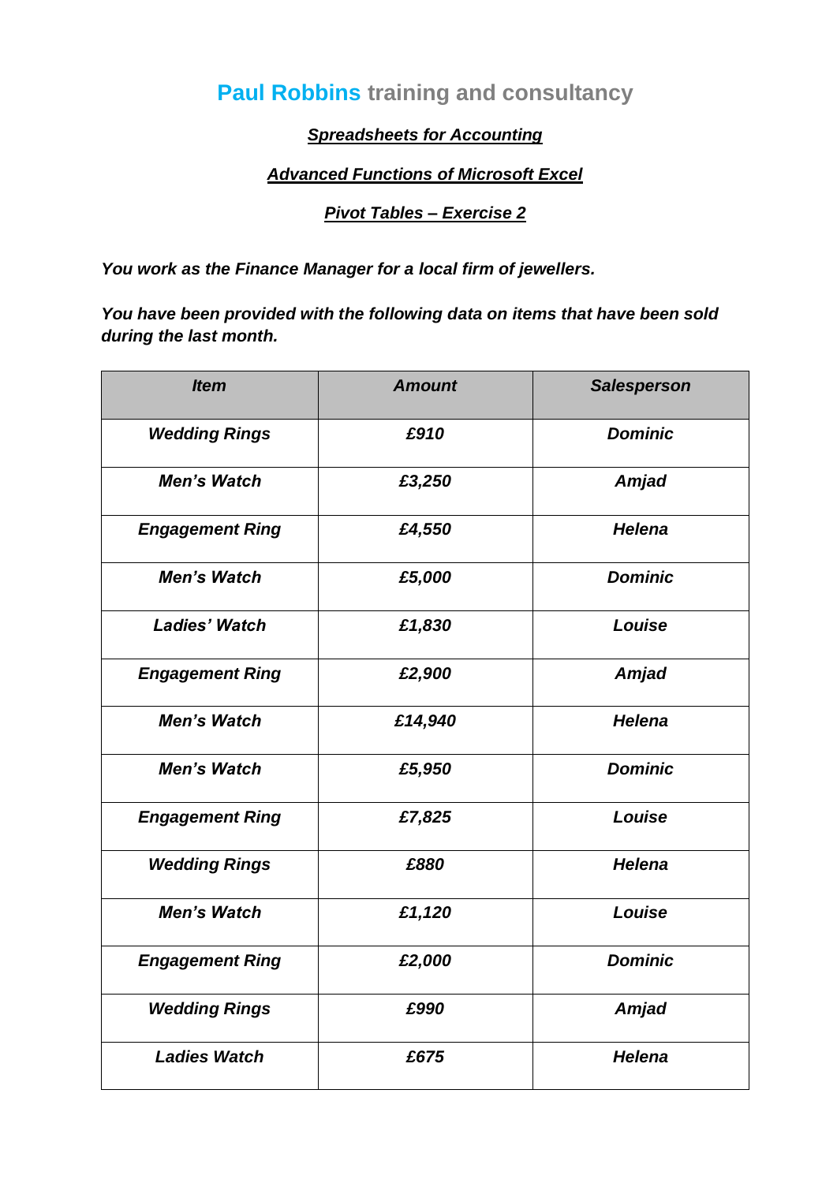# **Paul Robbins** training and consultancy

***Spreadsheets for Accounting***

***Advanced Functions of Microsoft Excel***

***Pivot Tables – Exercise 2***

***You work as the Finance Manager for a local firm of jewellers.***

***You have been provided with the following data on items that have been sold during the last month.***

| *Item* | *Amount* | *Salesperson* |
|---|---|---|
| ***Wedding Rings*** | ***£910*** | ***Dominic*** |
| ***Men's Watch*** | ***£3,250*** | ***Amjad*** |
| ***Engagement Ring*** | ***£4,550*** | ***Helena*** |
| ***Men's Watch*** | ***£5,000*** | ***Dominic*** |
| ***Ladies' Watch*** | ***£1,830*** | ***Louise*** |
| ***Engagement Ring*** | ***£2,900*** | ***Amjad*** |
| ***Men's Watch*** | ***£14,940*** | ***Helena*** |
| ***Men's Watch*** | ***£5,950*** | ***Dominic*** |
| ***Engagement Ring*** | ***£7,825*** | ***Louise*** |
| ***Wedding Rings*** | ***£880*** | ***Helena*** |
| ***Men's Watch*** | ***£1,120*** | ***Louise*** |
| ***Engagement Ring*** | ***£2,000*** | ***Dominic*** |
| ***Wedding Rings*** | ***£990*** | ***Amjad*** |
| ***Ladies Watch*** | ***£675*** | ***Helena*** |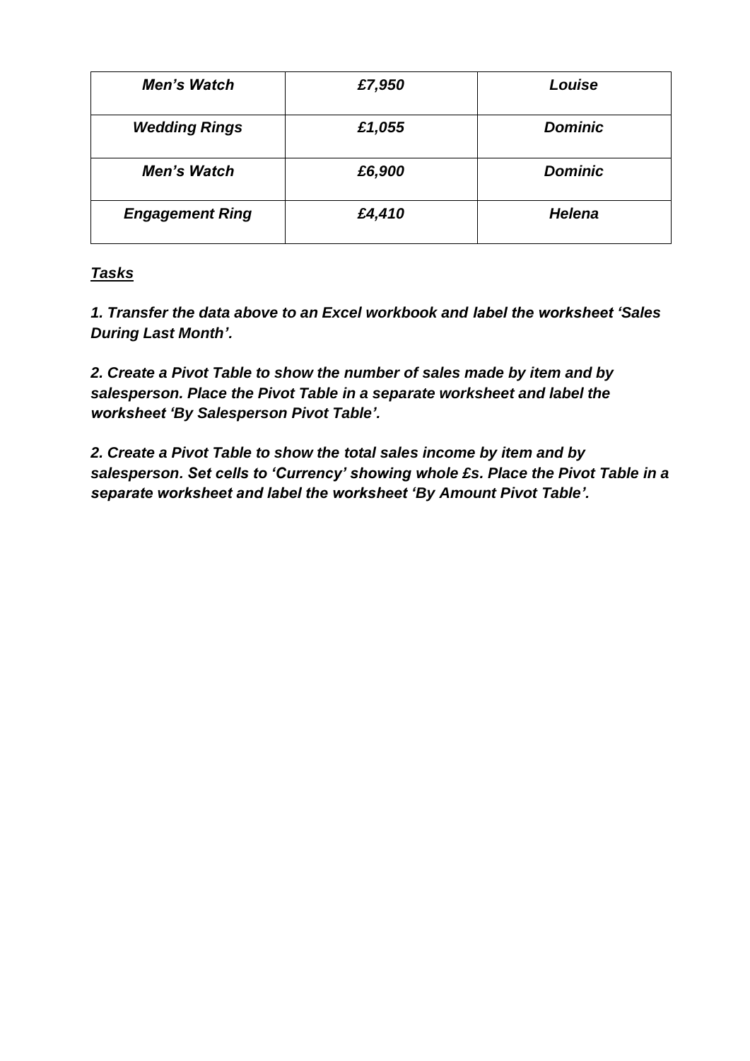| | | |
|---|---|---|
| ***Men's Watch*** | ***£7,950*** | ***Louise*** |
| ***Wedding Rings*** | ***£1,055*** | ***Dominic*** |
| ***Men's Watch*** | ***£6,900*** | ***Dominic*** |
| ***Engagement Ring*** | ***£4,410*** | ***Helena*** |

***<u>Tasks</u>***

***1. Transfer the data above to an Excel workbook and label the worksheet 'Sales During Last Month'.***

***2. Create a Pivot Table to show the number of sales made by item and by salesperson. Place the Pivot Table in a separate worksheet and label the worksheet 'By Salesperson Pivot Table'.***

***2. Create a Pivot Table to show the total sales income by item and by salesperson. Set cells to 'Currency' showing whole £s. Place the Pivot Table in a separate worksheet and label the worksheet 'By Amount Pivot Table'.***